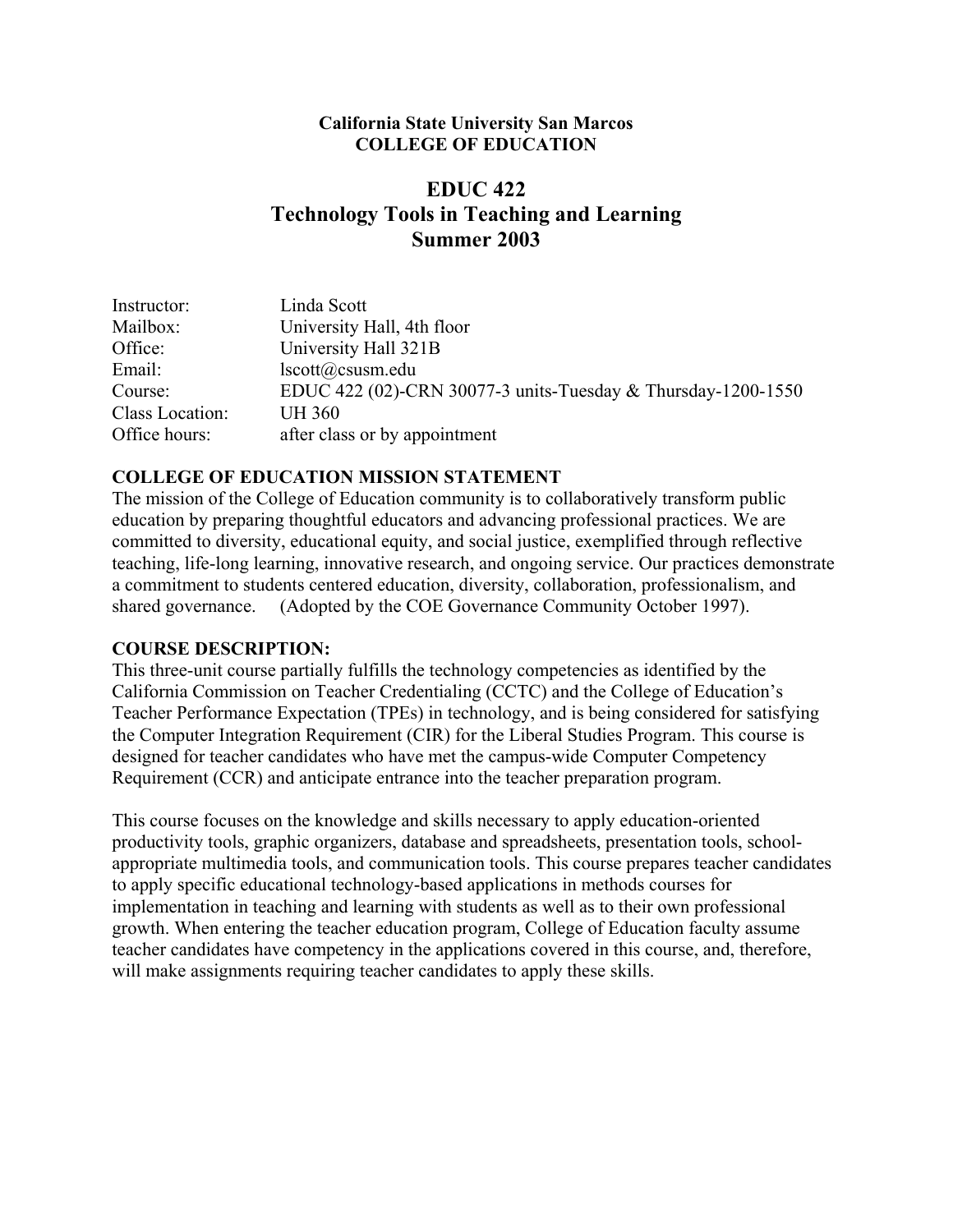**California State University San Marcos**
**COLLEGE OF EDUCATION**

# EDUC 422
# Technology Tools in Teaching and Learning
# Summer 2003

| | |
|---|---|
| Instructor: | Linda Scott |
| Mailbox: | University Hall, 4th floor |
| Office: | University Hall 321B |
| Email: | lscott@csusm.edu |
| Course: | EDUC 422 (02)-CRN 30077-3 units-Tuesday & Thursday-1200-1550 |
| Class Location: | UH 360 |
| Office hours: | after class or by appointment |

## COLLEGE OF EDUCATION MISSION STATEMENT

The mission of the College of Education community is to collaboratively transform public education by preparing thoughtful educators and advancing professional practices. We are committed to diversity, educational equity, and social justice, exemplified through reflective teaching, life-long learning, innovative research, and ongoing service. Our practices demonstrate a commitment to students centered education, diversity, collaboration, professionalism, and shared governance. (Adopted by the COE Governance Community October 1997).

## COURSE DESCRIPTION:

This three-unit course partially fulfills the technology competencies as identified by the California Commission on Teacher Credentialing (CCTC) and the College of Education's Teacher Performance Expectation (TPEs) in technology, and is being considered for satisfying the Computer Integration Requirement (CIR) for the Liberal Studies Program. This course is designed for teacher candidates who have met the campus-wide Computer Competency Requirement (CCR) and anticipate entrance into the teacher preparation program.

This course focuses on the knowledge and skills necessary to apply education-oriented productivity tools, graphic organizers, database and spreadsheets, presentation tools, school-appropriate multimedia tools, and communication tools. This course prepares teacher candidates to apply specific educational technology-based applications in methods courses for implementation in teaching and learning with students as well as to their own professional growth. When entering the teacher education program, College of Education faculty assume teacher candidates have competency in the applications covered in this course, and, therefore, will make assignments requiring teacher candidates to apply these skills.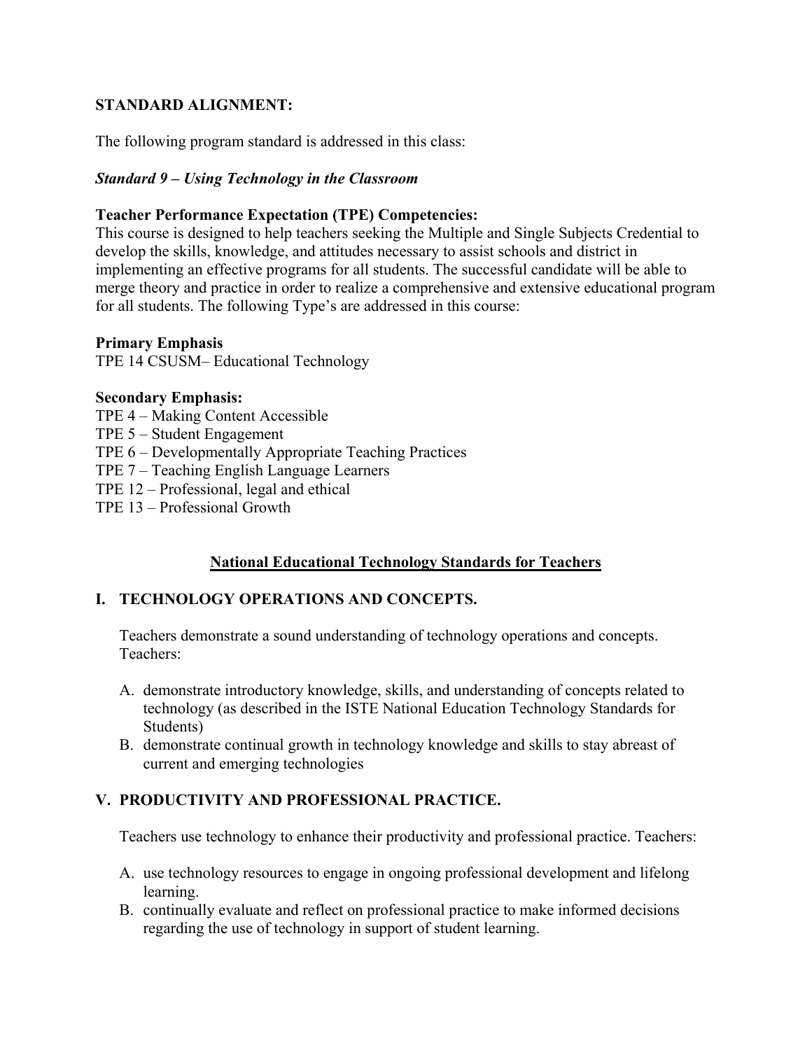**STANDARD ALIGNMENT:**

The following program standard is addressed in this class:

***Standard 9 – Using Technology in the Classroom***

**Teacher Performance Expectation (TPE) Competencies:**
This course is designed to help teachers seeking the Multiple and Single Subjects Credential to develop the skills, knowledge, and attitudes necessary to assist schools and district in implementing an effective programs for all students. The successful candidate will be able to merge theory and practice in order to realize a comprehensive and extensive educational program for all students. The following Type's are addressed in this course:

**Primary Emphasis**
TPE 14 CSUSM– Educational Technology

**Secondary Emphasis:**
TPE 4 – Making Content Accessible
TPE 5 – Student Engagement
TPE 6 – Developmentally Appropriate Teaching Practices
TPE 7 – Teaching English Language Learners
TPE 12 – Professional, legal and ethical
TPE 13 – Professional Growth

## National Educational Technology Standards for Teachers

### I. TECHNOLOGY OPERATIONS AND CONCEPTS.

Teachers demonstrate a sound understanding of technology operations and concepts. Teachers:

A. demonstrate introductory knowledge, skills, and understanding of concepts related to technology (as described in the ISTE National Education Technology Standards for Students)
B. demonstrate continual growth in technology knowledge and skills to stay abreast of current and emerging technologies

### V. PRODUCTIVITY AND PROFESSIONAL PRACTICE.

Teachers use technology to enhance their productivity and professional practice. Teachers:

A. use technology resources to engage in ongoing professional development and lifelong learning.
B. continually evaluate and reflect on professional practice to make informed decisions regarding the use of technology in support of student learning.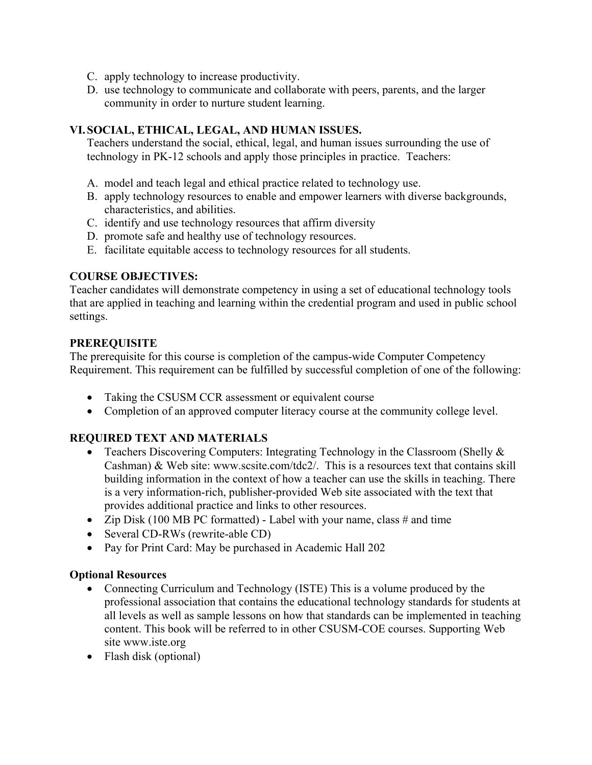C. apply technology to increase productivity.
D. use technology to communicate and collaborate with peers, parents, and the larger community in order to nurture student learning.

**VI. SOCIAL, ETHICAL, LEGAL, AND HUMAN ISSUES.**

Teachers understand the social, ethical, legal, and human issues surrounding the use of technology in PK-12 schools and apply those principles in practice. Teachers:

A. model and teach legal and ethical practice related to technology use.
B. apply technology resources to enable and empower learners with diverse backgrounds, characteristics, and abilities.
C. identify and use technology resources that affirm diversity
D. promote safe and healthy use of technology resources.
E. facilitate equitable access to technology resources for all students.

**COURSE OBJECTIVES:**

Teacher candidates will demonstrate competency in using a set of educational technology tools that are applied in teaching and learning within the credential program and used in public school settings.

**PREREQUISITE**

The prerequisite for this course is completion of the campus-wide Computer Competency Requirement. This requirement can be fulfilled by successful completion of one of the following:

- Taking the CSUSM CCR assessment or equivalent course
- Completion of an approved computer literacy course at the community college level.

**REQUIRED TEXT AND MATERIALS**

- Teachers Discovering Computers: Integrating Technology in the Classroom (Shelly & Cashman) & Web site: www.scsite.com/tdc2/. This is a resources text that contains skill building information in the context of how a teacher can use the skills in teaching. There is a very information-rich, publisher-provided Web site associated with the text that provides additional practice and links to other resources.
- Zip Disk (100 MB PC formatted) - Label with your name, class # and time
- Several CD-RWs (rewrite-able CD)
- Pay for Print Card: May be purchased in Academic Hall 202

**Optional Resources**

- Connecting Curriculum and Technology (ISTE) This is a volume produced by the professional association that contains the educational technology standards for students at all levels as well as sample lessons on how that standards can be implemented in teaching content. This book will be referred to in other CSUSM-COE courses. Supporting Web site www.iste.org
- Flash disk (optional)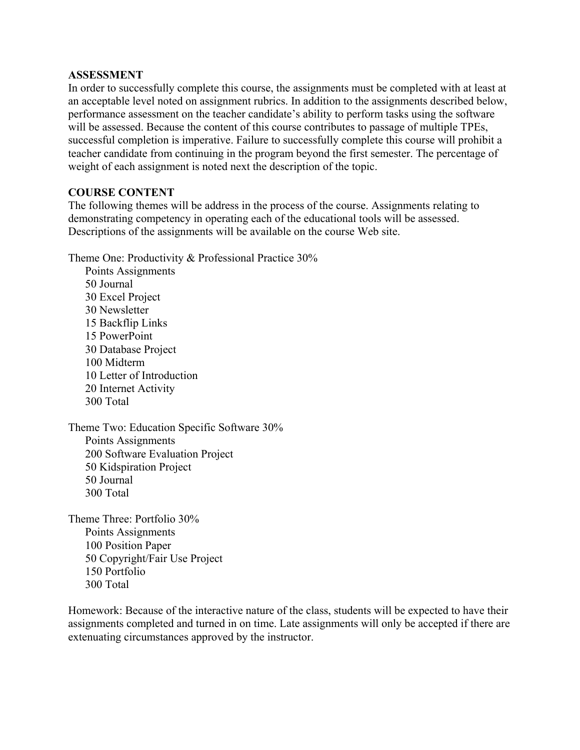**ASSESSMENT**

In order to successfully complete this course, the assignments must be completed with at least at an acceptable level noted on assignment rubrics. In addition to the assignments described below, performance assessment on the teacher candidate's ability to perform tasks using the software will be assessed. Because the content of this course contributes to passage of multiple TPEs, successful completion is imperative. Failure to successfully complete this course will prohibit a teacher candidate from continuing in the program beyond the first semester. The percentage of weight of each assignment is noted next the description of the topic.

**COURSE CONTENT**

The following themes will be address in the process of the course. Assignments relating to demonstrating competency in operating each of the educational tools will be assessed. Descriptions of the assignments will be available on the course Web site.

Theme One: Productivity & Professional Practice 30%

| Points | Assignments |
|---|---|
| 50 | Journal |
| 30 | Excel Project |
| 30 | Newsletter |
| 15 | Backflip Links |
| 15 | PowerPoint |
| 30 | Database Project |
| 100 | Midterm |
| 10 | Letter of Introduction |
| 20 | Internet Activity |
| 300 | Total |

Theme Two: Education Specific Software 30%

| Points | Assignments |
|---|---|
| 200 | Software Evaluation Project |
| 50 | Kidspiration Project |
| 50 | Journal |
| 300 | Total |

Theme Three: Portfolio 30%

| Points | Assignments |
|---|---|
| 100 | Position Paper |
| 50 | Copyright/Fair Use Project |
| 150 | Portfolio |
| 300 | Total |

Homework: Because of the interactive nature of the class, students will be expected to have their assignments completed and turned in on time. Late assignments will only be accepted if there are extenuating circumstances approved by the instructor.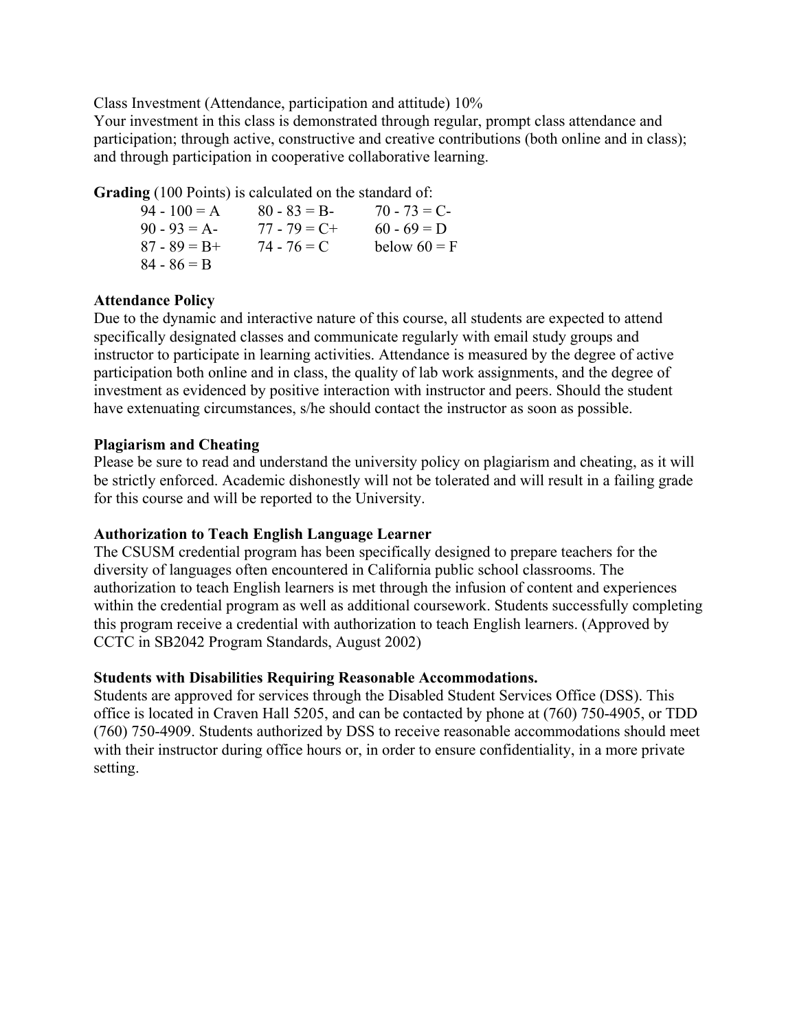Class Investment (Attendance, participation and attitude) 10%
Your investment in this class is demonstrated through regular, prompt class attendance and participation; through active, constructive and creative contributions (both online and in class); and through participation in cooperative collaborative learning.

**Grading** (100 Points) is calculated on the standard of:

| | | |
|---|---|---|
| 94 - 100 = A | 80 - 83 = B- | 70 - 73 = C- |
| 90 - 93 = A- | 77 - 79 = C+ | 60 - 69 = D |
| 87 - 89 = B+ | 74 - 76 = C | below 60 = F |
| 84 - 86 = B | | |

**Attendance Policy**
Due to the dynamic and interactive nature of this course, all students are expected to attend specifically designated classes and communicate regularly with email study groups and instructor to participate in learning activities. Attendance is measured by the degree of active participation both online and in class, the quality of lab work assignments, and the degree of investment as evidenced by positive interaction with instructor and peers. Should the student have extenuating circumstances, s/he should contact the instructor as soon as possible.

**Plagiarism and Cheating**
Please be sure to read and understand the university policy on plagiarism and cheating, as it will be strictly enforced. Academic dishonestly will not be tolerated and will result in a failing grade for this course and will be reported to the University.

**Authorization to Teach English Language Learner**
The CSUSM credential program has been specifically designed to prepare teachers for the diversity of languages often encountered in California public school classrooms. The authorization to teach English learners is met through the infusion of content and experiences within the credential program as well as additional coursework. Students successfully completing this program receive a credential with authorization to teach English learners. (Approved by CCTC in SB2042 Program Standards, August 2002)

**Students with Disabilities Requiring Reasonable Accommodations.**
Students are approved for services through the Disabled Student Services Office (DSS). This office is located in Craven Hall 5205, and can be contacted by phone at (760) 750-4905, or TDD (760) 750-4909. Students authorized by DSS to receive reasonable accommodations should meet with their instructor during office hours or, in order to ensure confidentiality, in a more private setting.